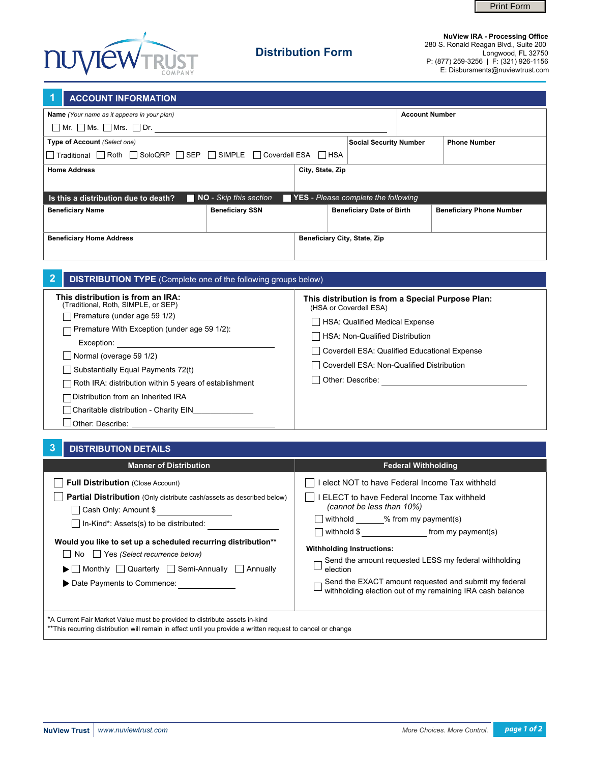Print Form

**NuView IRA - Processing Office**
280 S. Ronald Reagan Blvd., Suite 200
Longwood, FL 32750
P: (877) 259-3256 | F: (321) 926-1156
E: Disbursments@nuviewtrust.com

# Distribution Form

## 1 ACCOUNT INFORMATION

**Name** *(Your name as it appears in your plan)*
☐ Mr. ☐ Ms. ☐ Mrs. ☐ Dr. ____________________

**Account Number**

**Type of Account** *(Select one)*
☐ Traditional ☐ Roth ☐ SoloQRP ☐ SEP ☐ SIMPLE ☐ Coverdell ESA ☐ HSA

**Social Security Number**

**Phone Number**

**Home Address**

**City, State, Zip**

**Is this a distribution due to death?** ☐ **NO** - *Skip this section* ☐ **YES** - *Please complete the following*

| Beneficiary Name | Beneficiary SSN | Beneficiary Date of Birth | Beneficiary Phone Number |
|---|---|---|---|
| | | | |

| Beneficiary Home Address | Beneficiary City, State, Zip |
|---|---|
| | |

## 2 DISTRIBUTION TYPE (Complete one of the following groups below)

**This distribution is from an IRA:**
(Traditional, Roth, SIMPLE, or SEP)

- ☐ Premature (under age 59 1/2)
- ☐ Premature With Exception (under age 59 1/2):
  Exception: ____________________
- ☐ Normal (overage 59 1/2)
- ☐ Substantially Equal Payments 72(t)
- ☐ Roth IRA: distribution within 5 years of establishment
- ☐ Distribution from an Inherited IRA
- ☐ Charitable distribution - Charity EIN____________
- ☐ Other: Describe: ____________________

**This distribution is from a Special Purpose Plan:**
(HSA or Coverdell ESA)

- ☐ HSA: Qualified Medical Expense
- ☐ HSA: Non-Qualified Distribution
- ☐ Coverdell ESA: Qualified Educational Expense
- ☐ Coverdell ESA: Non-Qualified Distribution
- ☐ Other: Describe: ____________________

## 3 DISTRIBUTION DETAILS

### Manner of Distribution

☐ **Full Distribution** (Close Account)

☐ **Partial Distribution** (Only distribute cash/assets as described below)

- ☐ Cash Only: Amount $ ____________
- ☐ In-Kind*: Assets(s) to be distributed: ____________

**Would you like to set up a scheduled recurring distribution\*\***

☐ No ☐ Yes *(Select recurrence below)*

▶ ☐ Monthly ☐ Quarterly ☐ Semi-Annually ☐ Annually

▶ Date Payments to Commence: ____________

### Federal Withholding

☐ I elect NOT to have Federal Income Tax withheld

☐ I ELECT to have Federal Income Tax withheld
*(cannot be less than 10%)*

- ☐ withhold ______% from my payment(s)
- ☐ withhold $ ____________ from my payment(s)

**Withholding Instructions:**

☐ Send the amount requested LESS my federal withholding election

☐ Send the EXACT amount requested and submit my federal withholding election out of my remaining IRA cash balance

*A Current Fair Market Value must be provided to distribute assets in-kind
**This recurring distribution will remain in effect until you provide a written request to cancel or change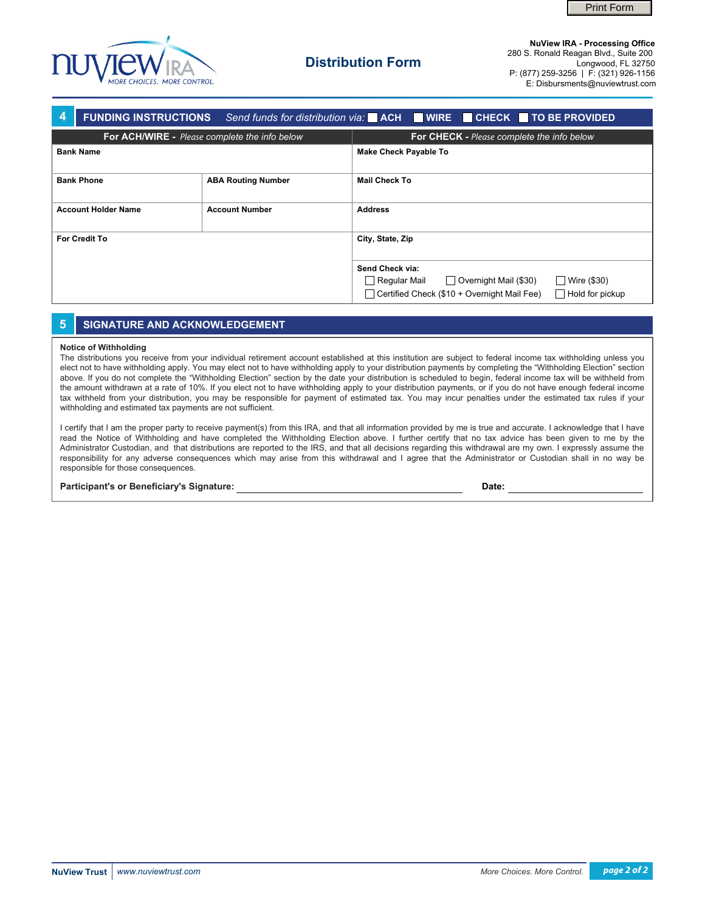NuView IRA - Processing Office
280 S. Ronald Reagan Blvd., Suite 200
Longwood, FL 32750
P: (877) 259-3256 | F: (321) 926-1156
E: Disbursments@nuviewtrust.com

# Distribution Form

## 4 FUNDING INSTRUCTIONS

*Send funds for distribution via:* ☐ ACH ☐ WIRE ☐ CHECK ☐ TO BE PROVIDED

| For ACH/WIRE - *Please complete the info below* | | For CHECK - *Please complete the info below* |
|---|---|---|
| **Bank Name** | | **Make Check Payable To** |
| **Bank Phone** | **ABA Routing Number** | **Mail Check To** |
| **Account Holder Name** | **Account Number** | **Address** |
| **For Credit To** | | **City, State, Zip** |
| | | **Send Check via:** ☐ Regular Mail ☐ Overnight Mail ($30) ☐ Wire ($30) ☐ Certified Check ($10 + Overnight Mail Fee) ☐ Hold for pickup |

## 5 SIGNATURE AND ACKNOWLEDGEMENT

**Notice of Withholding**

The distributions you receive from your individual retirement account established at this institution are subject to federal income tax withholding unless you elect not to have withholding apply. You may elect not to have withholding apply to your distribution payments by completing the “Withholding Election” section above. If you do not complete the “Withholding Election” section by the date your distribution is scheduled to begin, federal income tax will be withheld from the amount withdrawn at a rate of 10%. If you elect not to have withholding apply to your distribution payments, or if you do not have enough federal income tax withheld from your distribution, you may be responsible for payment of estimated tax. You may incur penalties under the estimated tax rules if your withholding and estimated tax payments are not sufficient.

I certify that I am the proper party to receive payment(s) from this IRA, and that all information provided by me is true and accurate. I acknowledge that I have read the Notice of Withholding and have completed the Withholding Election above. I further certify that no tax advice has been given to me by the Administrator Custodian, and that distributions are reported to the IRS, and that all decisions regarding this withdrawal are my own. I expressly assume the responsibility for any adverse consequences which may arise from this withdrawal and I agree that the Administrator or Custodian shall in no way be responsible for those consequences.

**Participant's or Beneficiary's Signature:** ______________________________ **Date:** ________________